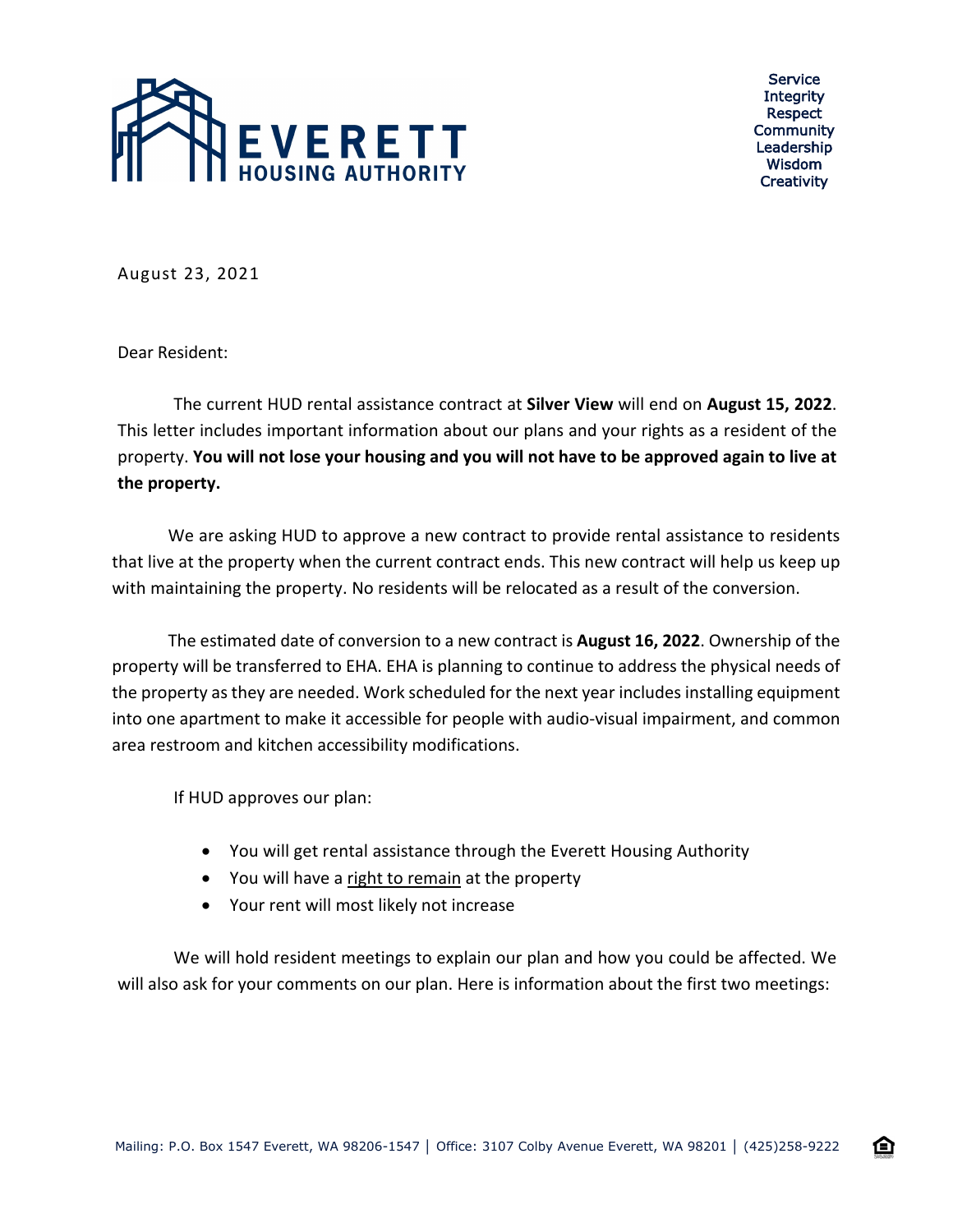EVERETT HOUSING AUTHORITY

Service
Integrity
Respect
Community
Leadership
Wisdom
Creativity

August 23, 2021

Dear Resident:

The current HUD rental assistance contract at **Silver View** will end on **August 15, 2022**. This letter includes important information about our plans and your rights as a resident of the property. **You will not lose your housing and you will not have to be approved again to live at the property.**

We are asking HUD to approve a new contract to provide rental assistance to residents that live at the property when the current contract ends. This new contract will help us keep up with maintaining the property. No residents will be relocated as a result of the conversion.

The estimated date of conversion to a new contract is **August 16, 2022**. Ownership of the property will be transferred to EHA. EHA is planning to continue to address the physical needs of the property as they are needed. Work scheduled for the next year includes installing equipment into one apartment to make it accessible for people with audio-visual impairment, and common area restroom and kitchen accessibility modifications.

If HUD approves our plan:

- You will get rental assistance through the Everett Housing Authority
- You will have a right to remain at the property
- Your rent will most likely not increase

We will hold resident meetings to explain our plan and how you could be affected. We will also ask for your comments on our plan. Here is information about the first two meetings:

Mailing: P.O. Box 1547 Everett, WA 98206-1547 | Office: 3107 Colby Avenue Everett, WA 98201 | (425)258-9222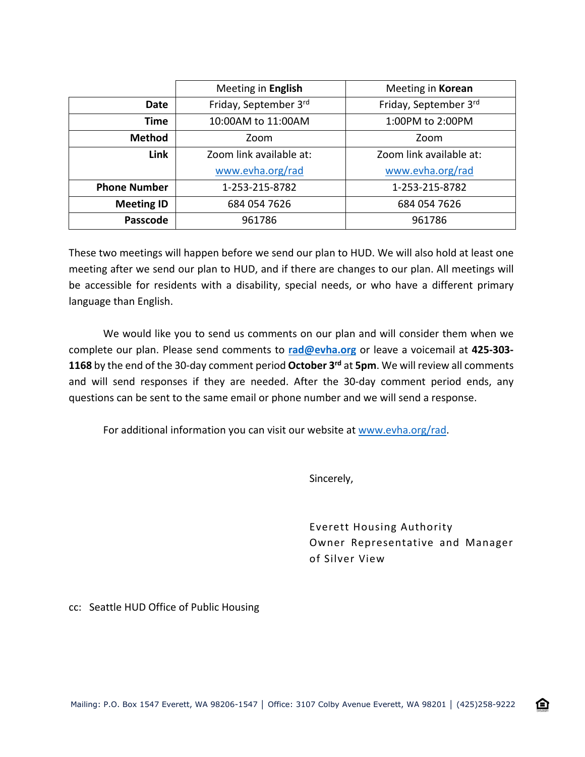| | Meeting in **English** | Meeting in **Korean** |
|---|---|---|
| **Date** | Friday, September 3rd | Friday, September 3rd |
| **Time** | 10:00AM to 11:00AM | 1:00PM to 2:00PM |
| **Method** | Zoom | Zoom |
| **Link** | Zoom link available at: www.evha.org/rad | Zoom link available at: www.evha.org/rad |
| **Phone Number** | 1-253-215-8782 | 1-253-215-8782 |
| **Meeting ID** | 684 054 7626 | 684 054 7626 |
| **Passcode** | 961786 | 961786 |

These two meetings will happen before we send our plan to HUD. We will also hold at least one meeting after we send our plan to HUD, and if there are changes to our plan. All meetings will be accessible for residents with a disability, special needs, or who have a different primary language than English.

We would like you to send us comments on our plan and will consider them when we complete our plan. Please send comments to **rad@evha.org** or leave a voicemail at **425-303-1168** by the end of the 30-day comment period **October 3rd** at **5pm**. We will review all comments and will send responses if they are needed. After the 30-day comment period ends, any questions can be sent to the same email or phone number and we will send a response.

For additional information you can visit our website at www.evha.org/rad.

Sincerely,

Everett Housing Authority
Owner Representative and Manager of Silver View

cc: Seattle HUD Office of Public Housing

Mailing: P.O. Box 1547 Everett, WA 98206-1547 | Office: 3107 Colby Avenue Everett, WA 98201 | (425)258-9222